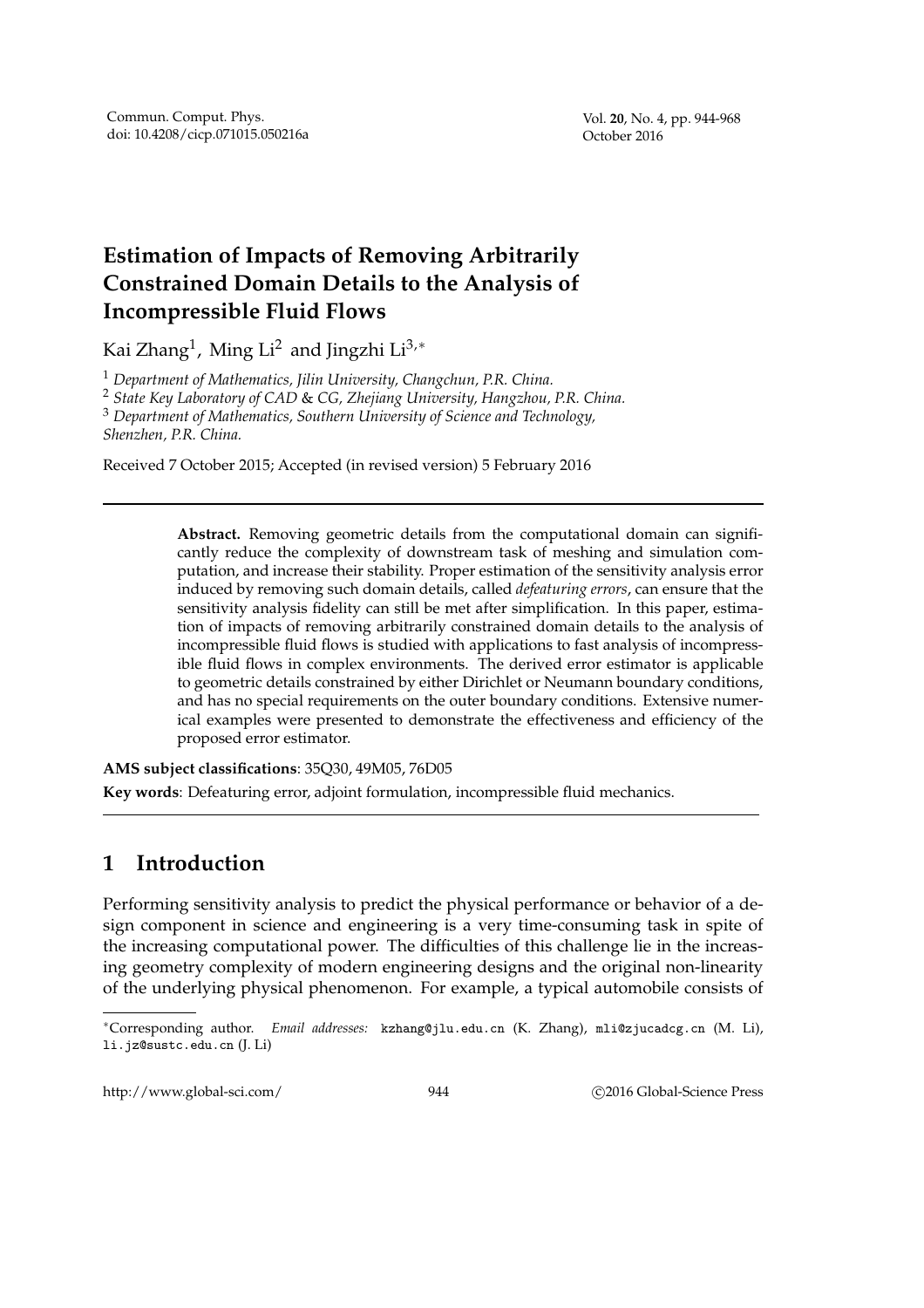# Estimation of Impacts of Removing Arbitrarily Constrained Domain Details to the Analysis of Incompressible Fluid Flows

Kai Zhang[1], Ming Li[2] and Jingzhi Li[3,*]

[1] *Department of Mathematics, Jilin University, Changchun, P.R. China.*
[2] *State Key Laboratory of CAD & CG, Zhejiang University, Hangzhou, P.R. China.*
[3] *Department of Mathematics, Southern University of Science and Technology, Shenzhen, P.R. China.*

Received 7 October 2015; Accepted (in revised version) 5 February 2016

---

**Abstract.** Removing geometric details from the computational domain can significantly reduce the complexity of downstream task of meshing and simulation computation, and increase their stability. Proper estimation of the sensitivity analysis error induced by removing such domain details, called *defeaturing errors*, can ensure that the sensitivity analysis fidelity can still be met after simplification. In this paper, estimation of impacts of removing arbitrarily constrained domain details to the analysis of incompressible fluid flows is studied with applications to fast analysis of incompressible fluid flows in complex environments. The derived error estimator is applicable to geometric details constrained by either Dirichlet or Neumann boundary conditions, and has no special requirements on the outer boundary conditions. Extensive numerical examples were presented to demonstrate the effectiveness and efficiency of the proposed error estimator.

**AMS subject classifications**: 35Q30, 49M05, 76D05

**Key words**: Defeaturing error, adjoint formulation, incompressible fluid mechanics.

---

## 1 Introduction

Performing sensitivity analysis to predict the physical performance or behavior of a design component in science and engineering is a very time-consuming task in spite of the increasing computational power. The difficulties of this challenge lie in the increasing geometry complexity of modern engineering designs and the original non-linearity of the underlying physical phenomenon. For example, a typical automobile consists of

---

*Corresponding author. *Email addresses:* kzhang@jlu.edu.cn (K. Zhang), mli@zjucadcg.cn (M. Li), li.jz@sustc.edu.cn (J. Li)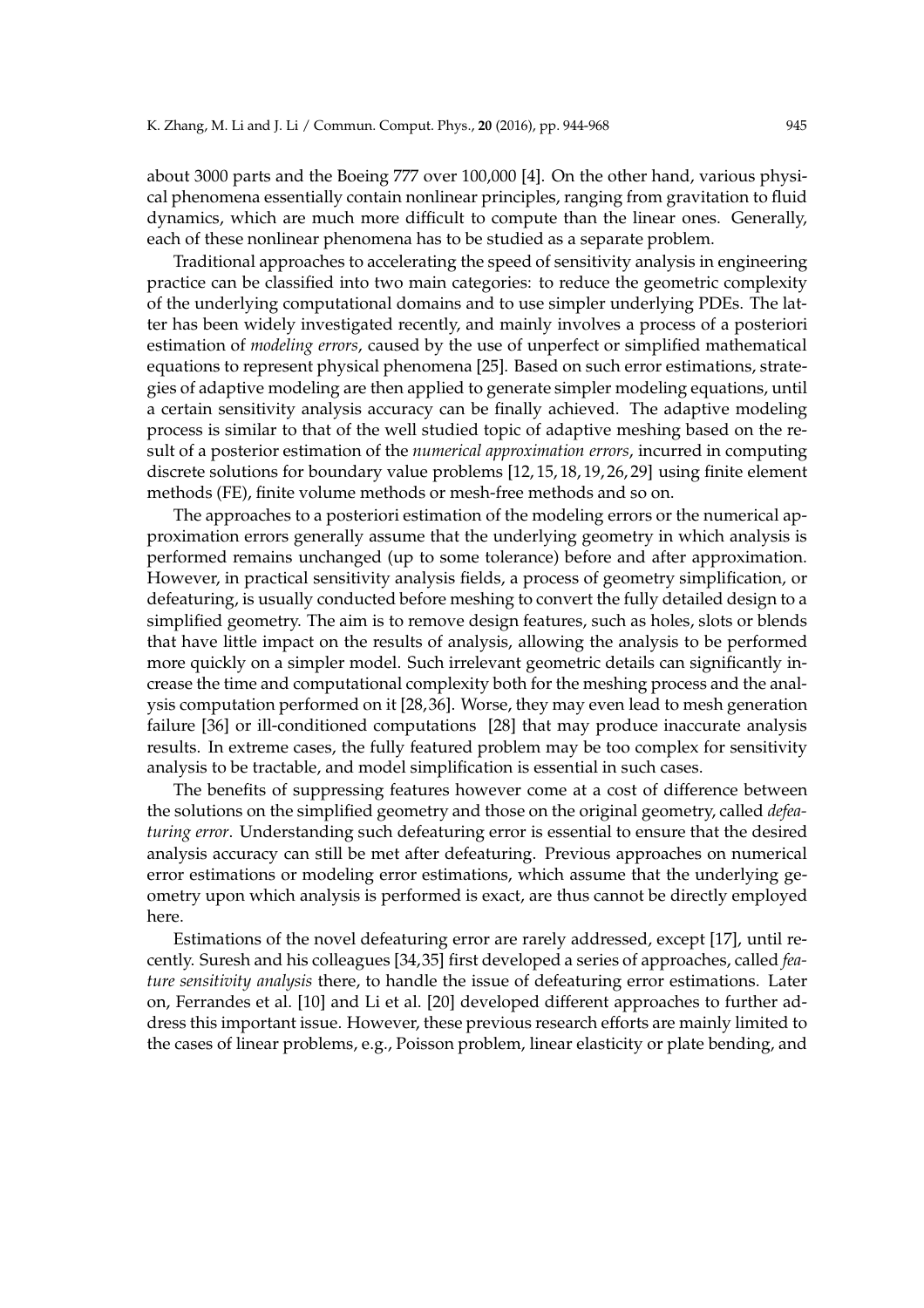about 3000 parts and the Boeing 777 over 100,000 [4]. On the other hand, various physical phenomena essentially contain nonlinear principles, ranging from gravitation to fluid dynamics, which are much more difficult to compute than the linear ones. Generally, each of these nonlinear phenomena has to be studied as a separate problem.

Traditional approaches to accelerating the speed of sensitivity analysis in engineering practice can be classified into two main categories: to reduce the geometric complexity of the underlying computational domains and to use simpler underlying PDEs. The latter has been widely investigated recently, and mainly involves a process of a posteriori estimation of *modeling errors*, caused by the use of unperfect or simplified mathematical equations to represent physical phenomena [25]. Based on such error estimations, strategies of adaptive modeling are then applied to generate simpler modeling equations, until a certain sensitivity analysis accuracy can be finally achieved. The adaptive modeling process is similar to that of the well studied topic of adaptive meshing based on the result of a posterior estimation of the *numerical approximation errors*, incurred in computing discrete solutions for boundary value problems [12, 15, 18, 19, 26, 29] using finite element methods (FE), finite volume methods or mesh-free methods and so on.

The approaches to a posteriori estimation of the modeling errors or the numerical approximation errors generally assume that the underlying geometry in which analysis is performed remains unchanged (up to some tolerance) before and after approximation. However, in practical sensitivity analysis fields, a process of geometry simplification, or defeaturing, is usually conducted before meshing to convert the fully detailed design to a simplified geometry. The aim is to remove design features, such as holes, slots or blends that have little impact on the results of analysis, allowing the analysis to be performed more quickly on a simpler model. Such irrelevant geometric details can significantly increase the time and computational complexity both for the meshing process and the analysis computation performed on it [28,36]. Worse, they may even lead to mesh generation failure [36] or ill-conditioned computations [28] that may produce inaccurate analysis results. In extreme cases, the fully featured problem may be too complex for sensitivity analysis to be tractable, and model simplification is essential in such cases.

The benefits of suppressing features however come at a cost of difference between the solutions on the simplified geometry and those on the original geometry, called *defeaturing error*. Understanding such defeaturing error is essential to ensure that the desired analysis accuracy can still be met after defeaturing. Previous approaches on numerical error estimations or modeling error estimations, which assume that the underlying geometry upon which analysis is performed is exact, are thus cannot be directly employed here.

Estimations of the novel defeaturing error are rarely addressed, except [17], until recently. Suresh and his colleagues [34,35] first developed a series of approaches, called *feature sensitivity analysis* there, to handle the issue of defeaturing error estimations. Later on, Ferrandes et al. [10] and Li et al. [20] developed different approaches to further address this important issue. However, these previous research efforts are mainly limited to the cases of linear problems, e.g., Poisson problem, linear elasticity or plate bending, and